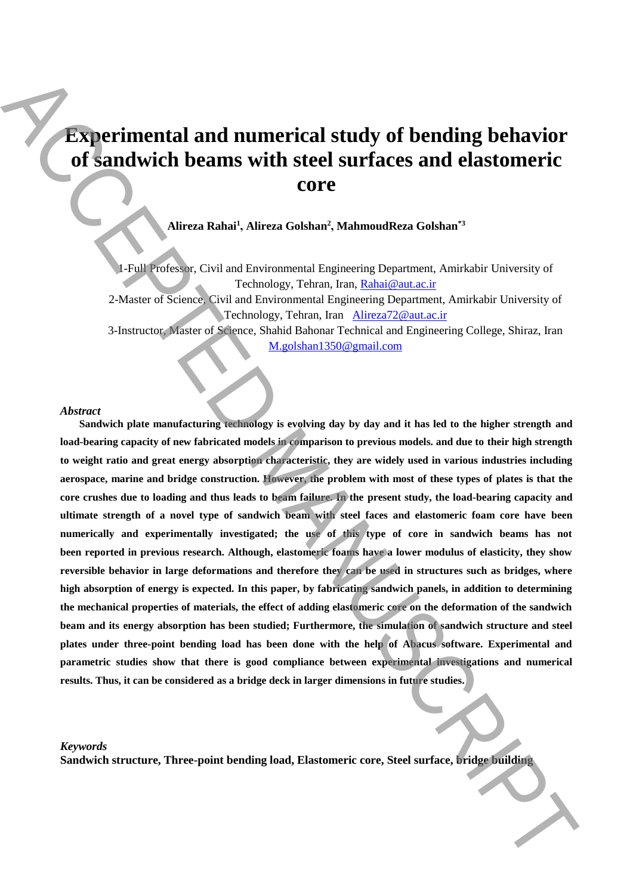# Experimental and numerical study of bending behavior of sandwich beams with steel surfaces and elastomeric core

**Alireza Rahai[1], Alireza Golshan[2], MahmoudReza Golshan[*3]**

1-Full Professor, Civil and Environmental Engineering Department, Amirkabir University of Technology, Tehran, Iran, Rahai@aut.ac.ir

2-Master of Science, Civil and Environmental Engineering Department, Amirkabir University of Technology, Tehran, Iran Alireza72@aut.ac.ir

3-Instructor, Master of Science, Shahid Bahonar Technical and Engineering College, Shiraz, Iran M.golshan1350@gmail.com

***Abstract***

**Sandwich plate manufacturing technology is evolving day by day and it has led to the higher strength and load-bearing capacity of new fabricated models in comparison to previous models. and due to their high strength to weight ratio and great energy absorption characteristic, they are widely used in various industries including aerospace, marine and bridge construction. However, the problem with most of these types of plates is that the core crushes due to loading and thus leads to beam failure. In the present study, the load-bearing capacity and ultimate strength of a novel type of sandwich beam with steel faces and elastomeric foam core have been numerically and experimentally investigated; the use of this type of core in sandwich beams has not been reported in previous research. Although, elastomeric foams have a lower modulus of elasticity, they show reversible behavior in large deformations and therefore they can be used in structures such as bridges, where high absorption of energy is expected. In this paper, by fabricating sandwich panels, in addition to determining the mechanical properties of materials, the effect of adding elastomeric core on the deformation of the sandwich beam and its energy absorption has been studied; Furthermore, the simulation of sandwich structure and steel plates under three-point bending load has been done with the help of Abacus software. Experimental and parametric studies show that there is good compliance between experimental investigations and numerical results. Thus, it can be considered as a bridge deck in larger dimensions in future studies.**

***Keywords***

**Sandwich structure, Three-point bending load, Elastomeric core, Steel surface, bridge building**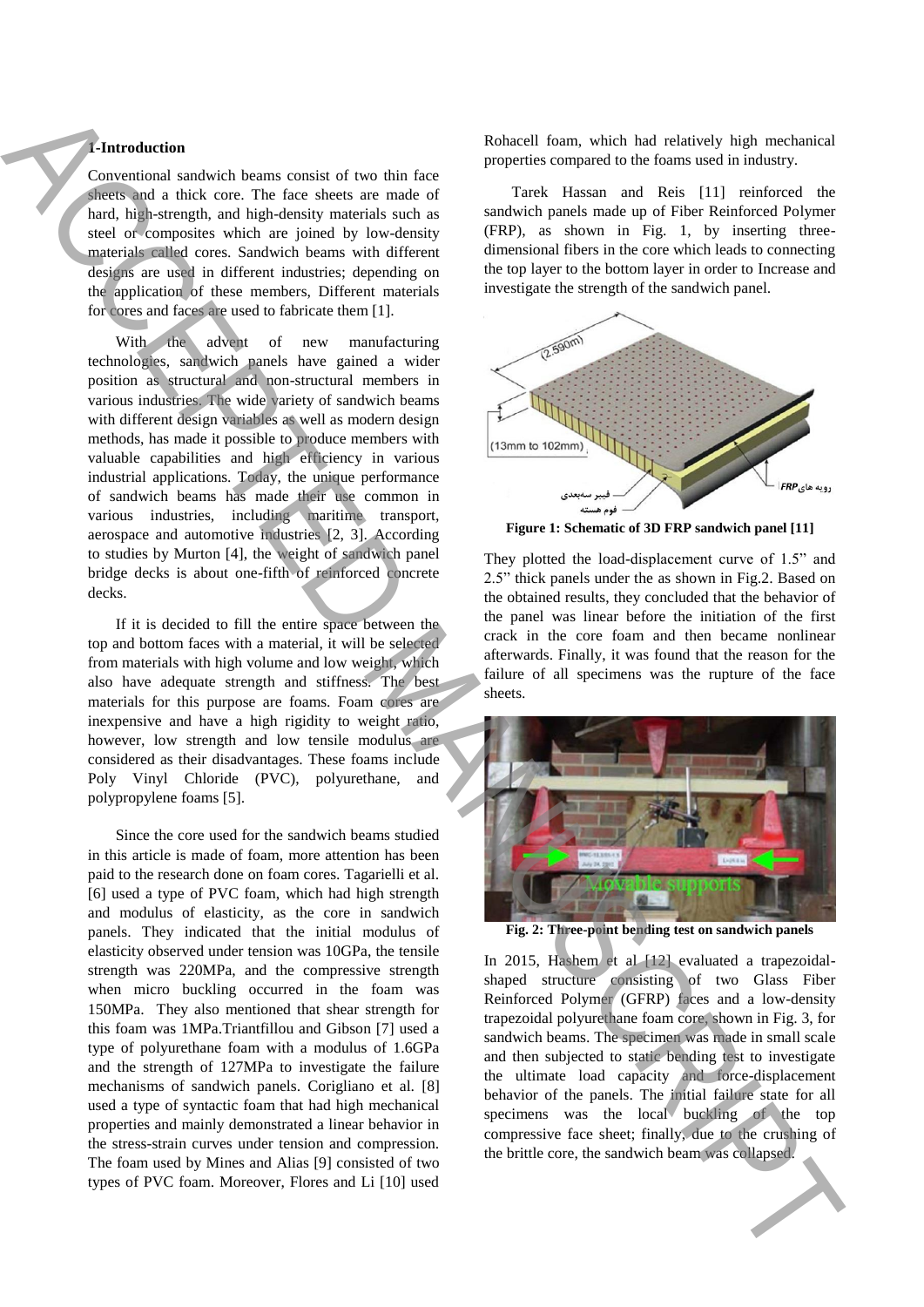## 1-Introduction

Conventional sandwich beams consist of two thin face sheets and a thick core. The face sheets are made of hard, high-strength, and high-density materials such as steel or composites which are joined by low-density materials called cores. Sandwich beams with different designs are used in different industries; depending on the application of these members, Different materials for cores and faces are used to fabricate them [1].

With the advent of new manufacturing technologies, sandwich panels have gained a wider position as structural and non-structural members in various industries. The wide variety of sandwich beams with different design variables as well as modern design methods, has made it possible to produce members with valuable capabilities and high efficiency in various industrial applications. Today, the unique performance of sandwich beams has made their use common in various industries, including maritime transport, aerospace and automotive industries [2, 3]. According to studies by Murton [4], the weight of sandwich panel bridge decks is about one-fifth of reinforced concrete decks.

If it is decided to fill the entire space between the top and bottom faces with a material, it will be selected from materials with high volume and low weight, which also have adequate strength and stiffness. The best materials for this purpose are foams. Foam cores are inexpensive and have a high rigidity to weight ratio, however, low strength and low tensile modulus are considered as their disadvantages. These foams include Poly Vinyl Chloride (PVC), polyurethane, and polypropylene foams [5].

Since the core used for the sandwich beams studied in this article is made of foam, more attention has been paid to the research done on foam cores. Tagarielli et al. [6] used a type of PVC foam, which had high strength and modulus of elasticity, as the core in sandwich panels. They indicated that the initial modulus of elasticity observed under tension was 10GPa, the tensile strength was 220MPa, and the compressive strength when micro buckling occurred in the foam was 150MPa. They also mentioned that shear strength for this foam was 1MPa.Triantfillou and Gibson [7] used a type of polyurethane foam with a modulus of 1.6GPa and the strength of 127MPa to investigate the failure mechanisms of sandwich panels. Corigliano et al. [8] used a type of syntactic foam that had high mechanical properties and mainly demonstrated a linear behavior in the stress-strain curves under tension and compression. The foam used by Mines and Alias [9] consisted of two types of PVC foam. Moreover, Flores and Li [10] used Rohacell foam, which had relatively high mechanical properties compared to the foams used in industry.

Tarek Hassan and Reis [11] reinforced the sandwich panels made up of Fiber Reinforced Polymer (FRP), as shown in Fig. 1, by inserting three-dimensional fibers in the core which leads to connecting the top layer to the bottom layer in order to Increase and investigate the strength of the sandwich panel.

**Figure 1: Schematic of 3D FRP sandwich panel [11]**

They plotted the load-displacement curve of 1.5” and 2.5” thick panels under the as shown in Fig.2. Based on the obtained results, they concluded that the behavior of the panel was linear before the initiation of the first crack in the core foam and then became nonlinear afterwards. Finally, it was found that the reason for the failure of all specimens was the rupture of the face sheets.

**Fig. 2: Three-point bending test on sandwich panels**

In 2015, Hashem et al [12] evaluated a trapezoidal-shaped structure consisting of two Glass Fiber Reinforced Polymer (GFRP) faces and a low-density trapezoidal polyurethane foam core, shown in Fig. 3, for sandwich beams. The specimen was made in small scale and then subjected to static bending test to investigate the ultimate load capacity and force-displacement behavior of the panels. The initial failure state for all specimens was the local buckling of the top compressive face sheet; finally, due to the crushing of the brittle core, the sandwich beam was collapsed.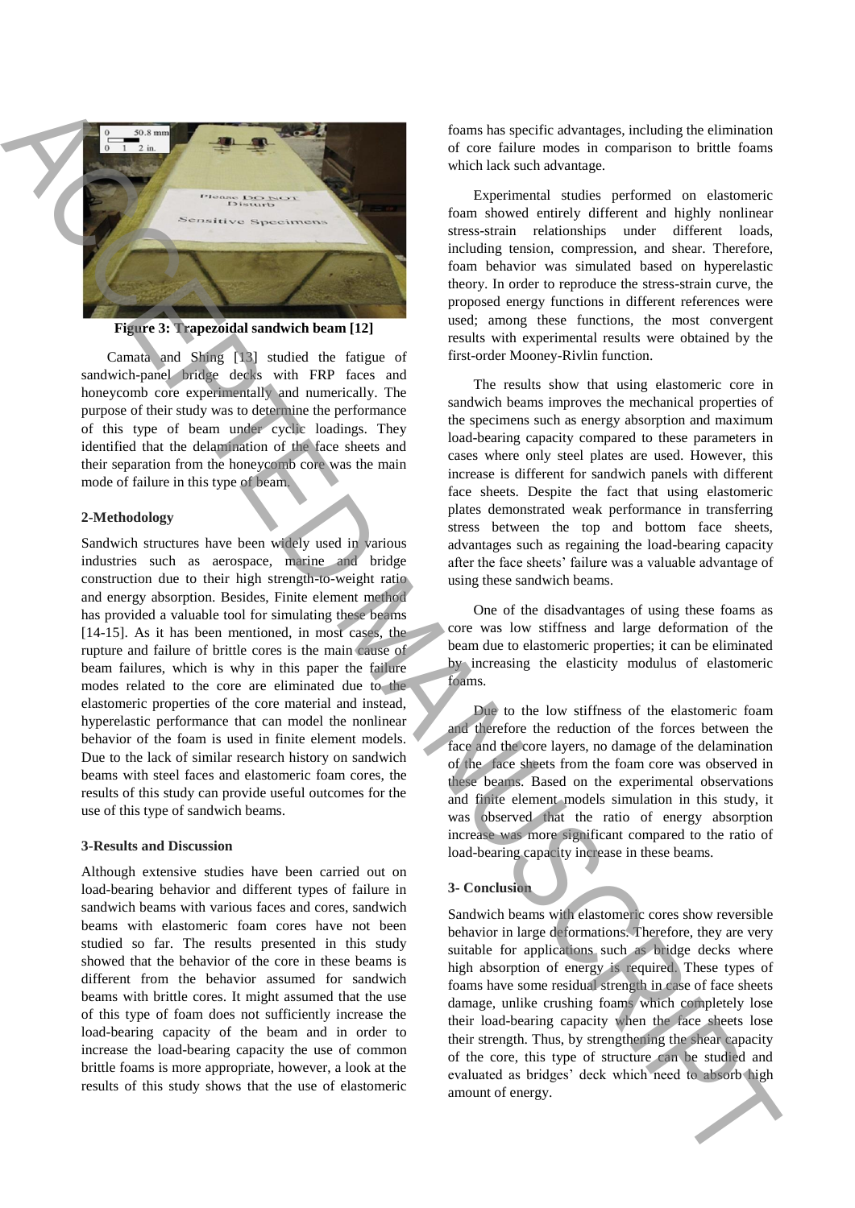Figure 3: Trapezoidal sandwich beam [12]

Camata and Shing [13] studied the fatigue of sandwich-panel bridge decks with FRP faces and honeycomb core experimentally and numerically. The purpose of their study was to determine the performance of this type of beam under cyclic loadings. They identified that the delamination of the face sheets and their separation from the honeycomb core was the main mode of failure in this type of beam.

## 2-Methodology

Sandwich structures have been widely used in various industries such as aerospace, marine and bridge construction due to their high strength-to-weight ratio and energy absorption. Besides, Finite element method has provided a valuable tool for simulating these beams [14-15]. As it has been mentioned, in most cases, the rupture and failure of brittle cores is the main cause of beam failures, which is why in this paper the failure modes related to the core are eliminated due to the elastomeric properties of the core material and instead, hyperelastic performance that can model the nonlinear behavior of the foam is used in finite element models. Due to the lack of similar research history on sandwich beams with steel faces and elastomeric foam cores, the results of this study can provide useful outcomes for the use of this type of sandwich beams.

## 3-Results and Discussion

Although extensive studies have been carried out on load-bearing behavior and different types of failure in sandwich beams with various faces and cores, sandwich beams with elastomeric foam cores have not been studied so far. The results presented in this study showed that the behavior of the core in these beams is different from the behavior assumed for sandwich beams with brittle cores. It might assumed that the use of this type of foam does not sufficiently increase the load-bearing capacity of the beam and in order to increase the load-bearing capacity the use of common brittle foams is more appropriate, however, a look at the results of this study shows that the use of elastomeric foams has specific advantages, including the elimination of core failure modes in comparison to brittle foams which lack such advantage.

Experimental studies performed on elastomeric foam showed entirely different and highly nonlinear stress-strain relationships under different loads, including tension, compression, and shear. Therefore, foam behavior was simulated based on hyperelastic theory. In order to reproduce the stress-strain curve, the proposed energy functions in different references were used; among these functions, the most convergent results with experimental results were obtained by the first-order Mooney-Rivlin function.

The results show that using elastomeric core in sandwich beams improves the mechanical properties of the specimens such as energy absorption and maximum load-bearing capacity compared to these parameters in cases where only steel plates are used. However, this increase is different for sandwich panels with different face sheets. Despite the fact that using elastomeric plates demonstrated weak performance in transferring stress between the top and bottom face sheets, advantages such as regaining the load-bearing capacity after the face sheets' failure was a valuable advantage of using these sandwich beams.

One of the disadvantages of using these foams as core was low stiffness and large deformation of the beam due to elastomeric properties; it can be eliminated by increasing the elasticity modulus of elastomeric foams.

Due to the low stiffness of the elastomeric foam and therefore the reduction of the forces between the face and the core layers, no damage of the delamination of the face sheets from the foam core was observed in these beams. Based on the experimental observations and finite element models simulation in this study, it was observed that the ratio of energy absorption increase was more significant compared to the ratio of load-bearing capacity increase in these beams.

## 3- Conclusion

Sandwich beams with elastomeric cores show reversible behavior in large deformations. Therefore, they are very suitable for applications such as bridge decks where high absorption of energy is required. These types of foams have some residual strength in case of face sheets damage, unlike crushing foams which completely lose their load-bearing capacity when the face sheets lose their strength. Thus, by strengthening the shear capacity of the core, this type of structure can be studied and evaluated as bridges' deck which need to absorb high amount of energy.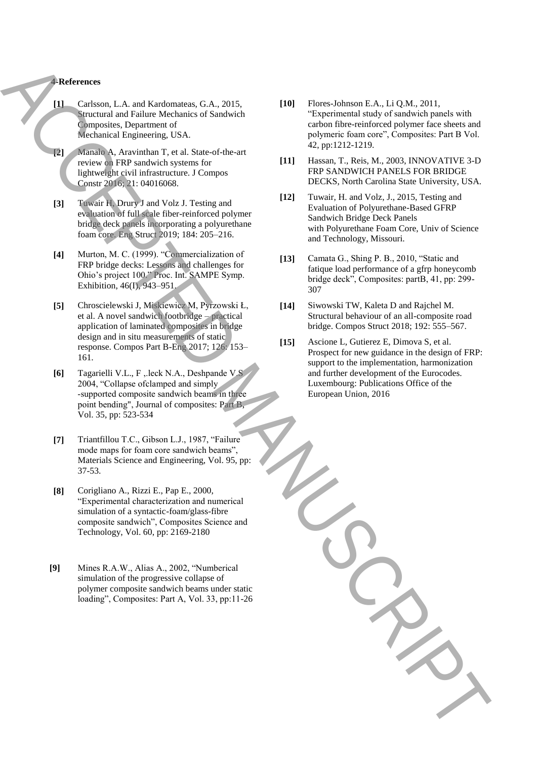## 4-References

**[1]** Carlsson, L.A. and Kardomateas, G.A., 2015, Structural and Failure Mechanics of Sandwich Composites, Department of Mechanical Engineering, USA.

**[2]** Manalo A, Aravinthan T, et al. State-of-the-art review on FRP sandwich systems for lightweight civil infrastructure. J Compos Constr 2016; 21: 04016068.

**[3]** Tuwair H, Drury J and Volz J. Testing and evaluation of full scale fiber-reinforced polymer bridge deck panels incorporating a polyurethane foam core. Eng Struct 2019; 184: 205–216.

**[4]** Murton, M. C. (1999). "Commercialization of FRP bridge decks: Lessons and challenges for Ohio's project 100." Proc. Int. SAMPE Symp. Exhibition, 46(I), 943–951.

**[5]** Chroscielewski J, Miskiewicz M, Pyrzowski Ł, et al. A novel sandwich footbridge – practical application of laminated composites in bridge design and in situ measurements of static response. Compos Part B-Eng 2017; 126: 153–161.

**[6]** Tagarielli V.L., F ,.leck N.A., Deshpande V.S 2004, "Collapse ofclamped and simply -supported composite sandwich beams in three point bending", Journal of composites: Part B, Vol. 35, pp: 523-534

**[7]** Triantfillou T.C., Gibson L.J., 1987, "Failure mode maps for foam core sandwich beams", Materials Science and Engineering, Vol. 95, pp: 37-53.

**[8]** Corigliano A., Rizzi E., Pap E., 2000, "Experimental characterization and numerical simulation of a syntactic-foam/glass-fibre composite sandwich", Composites Science and Technology, Vol. 60, pp: 2169-2180

**[9]** Mines R.A.W., Alias A., 2002, "Numberical simulation of the progressive collapse of polymer composite sandwich beams under static loading", Composites: Part A, Vol. 33, pp:11-26

**[10]** Flores-Johnson E.A., Li Q.M., 2011, "Experimental study of sandwich panels with carbon fibre-reinforced polymer face sheets and polymeric foam core", Composites: Part B Vol. 42, pp:1212-1219.

**[11]** Hassan, T., Reis, M., 2003, INNOVATIVE 3-D FRP SANDWICH PANELS FOR BRIDGE DECKS, North Carolina State University, USA.

**[12]** Tuwair, H. and Volz, J., 2015, Testing and Evaluation of Polyurethane-Based GFRP Sandwich Bridge Deck Panels with Polyurethane Foam Core, Univ of Science and Technology, Missouri.

**[13]** Camata G., Shing P. B., 2010, "Static and fatique load performance of a gfrp honeycomb bridge deck", Composites: partB, 41, pp: 299-307

**[14]** Siwowski TW, Kaleta D and Rajchel M. Structural behaviour of an all-composite road bridge. Compos Struct 2018; 192: 555–567.

**[15]** Ascione L, Gutierez E, Dimova S, et al. Prospect for new guidance in the design of FRP: support to the implementation, harmonization and further development of the Eurocodes. Luxembourg: Publications Office of the European Union, 2016